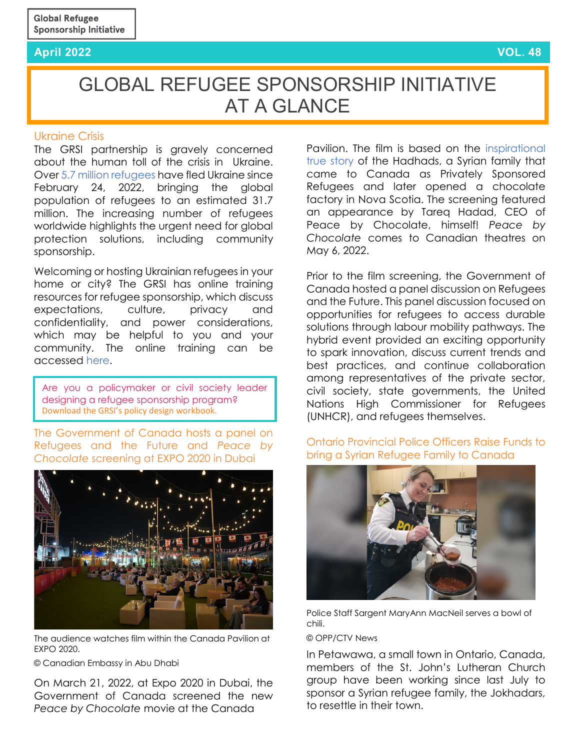Global Refugee Sponsorship Initiative

April 2022 VOL. 48

# GLOBAL REFUGEE SPONSORSHIP INITIATIVE AT A GLANCE

## Ukraine Crisis

The GRSI partnership is gravely concerned about the human toll of the crisis in Ukraine. Over 5.7 million refugees have fled Ukraine since February 24, 2022, bringing the global population of refugees to an estimated 31.7 million. The increasing number of refugees worldwide highlights the urgent need for global protection solutions, including community sponsorship.

Welcoming or hosting Ukrainian refugees in your home or city? The GRSI has online training resources for refugee sponsorship, which discuss expectations, culture, privacy and confidentiality, and power considerations, which may be helpful to you and your community. The online training can be accessed here.

> Are you a policymaker or civil society leader designing a refugee sponsorship program?
> Download the GRSI's policy design workbook.

## The Government of Canada hosts a panel on Refugees and the Future and *Peace by Chocolate* screening at EXPO 2020 in Dubai

The audience watches film within the Canada Pavilion at EXPO 2020.

© Canadian Embassy in Abu Dhabi

On March 21, 2022, at Expo 2020 in Dubai, the Government of Canada screened the new *Peace by Chocolate* movie at the Canada Pavilion. The film is based on the inspirational true story of the Hadhads, a Syrian family that came to Canada as Privately Sponsored Refugees and later opened a chocolate factory in Nova Scotia. The screening featured an appearance by Tareq Hadad, CEO of Peace by Chocolate, himself! *Peace by Chocolate* comes to Canadian theatres on May 6, 2022.

Prior to the film screening, the Government of Canada hosted a panel discussion on Refugees and the Future. This panel discussion focused on opportunities for refugees to access durable solutions through labour mobility pathways. The hybrid event provided an exciting opportunity to spark innovation, discuss current trends and best practices, and continue collaboration among representatives of the private sector, civil society, state governments, the United Nations High Commissioner for Refugees (UNHCR), and refugees themselves.

## Ontario Provincial Police Officers Raise Funds to bring a Syrian Refugee Family to Canada

Police Staff Sargent MaryAnn MacNeil serves a bowl of chili.

© OPP/CTV News

In Petawawa, a small town in Ontario, Canada, members of the St. John's Lutheran Church group have been working since last July to sponsor a Syrian refugee family, the Jokhadars, to resettle in their town.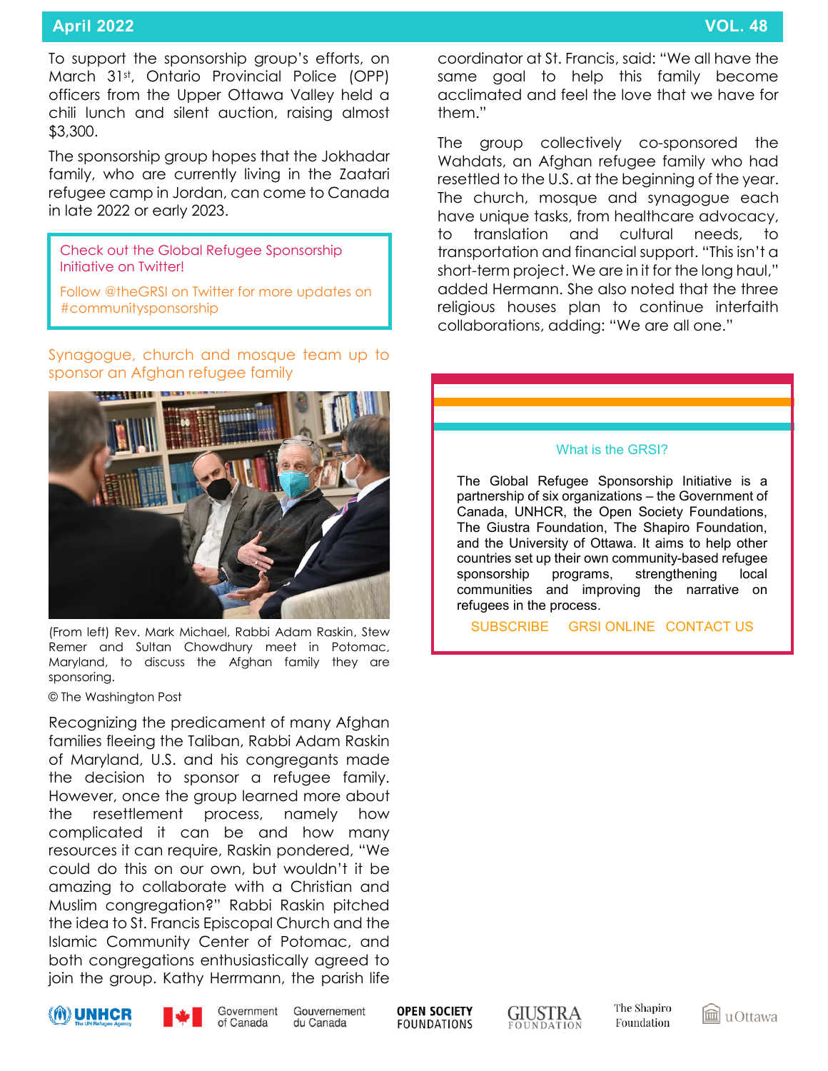To support the sponsorship group's efforts, on March 31st, Ontario Provincial Police (OPP) officers from the Upper Ottawa Valley held a chili lunch and silent auction, raising almost $3,300.

The sponsorship group hopes that the Jokhadar family, who are currently living in the Zaatari refugee camp in Jordan, can come to Canada in late 2022 or early 2023.

> Check out the Global Refugee Sponsorship Initiative on Twitter!
>
> Follow @theGRSI on Twitter for more updates on #communitysponsorship

## Synagogue, church and mosque team up to sponsor an Afghan refugee family

(From left) Rev. Mark Michael, Rabbi Adam Raskin, Stew Remer and Sultan Chowdhury meet in Potomac, Maryland, to discuss the Afghan family they are sponsoring.

© The Washington Post

Recognizing the predicament of many Afghan families fleeing the Taliban, Rabbi Adam Raskin of Maryland, U.S. and his congregants made the decision to sponsor a refugee family. However, once the group learned more about the resettlement process, namely how complicated it can be and how many resources it can require, Raskin pondered, "We could do this on our own, but wouldn't it be amazing to collaborate with a Christian and Muslim congregation?" Rabbi Raskin pitched the idea to St. Francis Episcopal Church and the Islamic Community Center of Potomac, and both congregations enthusiastically agreed to join the group. Kathy Herrmann, the parish life coordinator at St. Francis, said: "We all have the same goal to help this family become acclimated and feel the love that we have for them."

The group collectively co-sponsored the Wahdats, an Afghan refugee family who had resettled to the U.S. at the beginning of the year. The church, mosque and synagogue each have unique tasks, from healthcare advocacy, to translation and cultural needs, to transportation and financial support. "This isn't a short-term project. We are in it for the long haul," added Hermann. She also noted that the three religious houses plan to continue interfaith collaborations, adding: "We are all one."

### What is the GRSI?

The Global Refugee Sponsorship Initiative is a partnership of six organizations – the Government of Canada, UNHCR, the Open Society Foundations, The Giustra Foundation, The Shapiro Foundation, and the University of Ottawa. It aims to help other countries set up their own community-based refugee sponsorship programs, strengthening local communities and improving the narrative on refugees in the process.

SUBSCRIBE GRSI ONLINE CONTACT US

UNHCR The UN Refugee Agency | Government of Canada / Gouvernement du Canada | Open Society Foundations | Giustra Foundation | The Shapiro Foundation | uOttawa